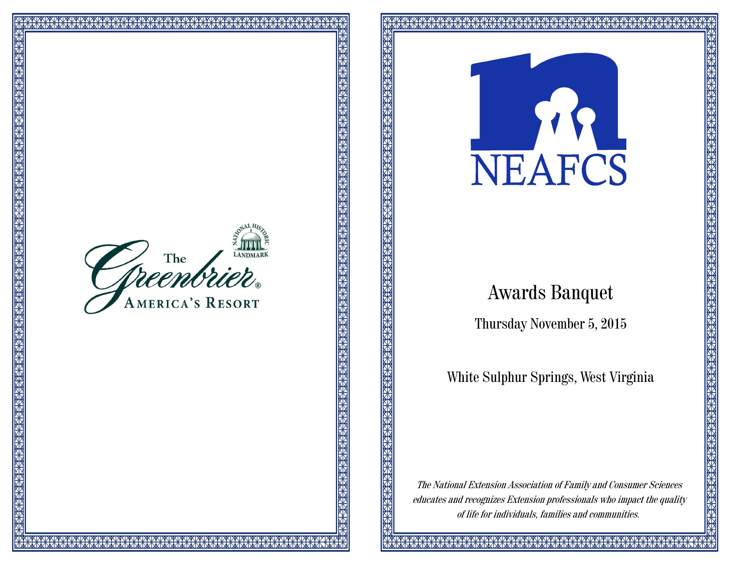The Greenbrier®

America's Resort

National Historic Landmark

NEAFCS

# Awards Banquet

Thursday November 5, 2015

White Sulphur Springs, West Virginia

*The National Extension Association of Family and Consumer Sciences educates and recognizes Extension professionals who impact the quality of life for individuals, families and communities.*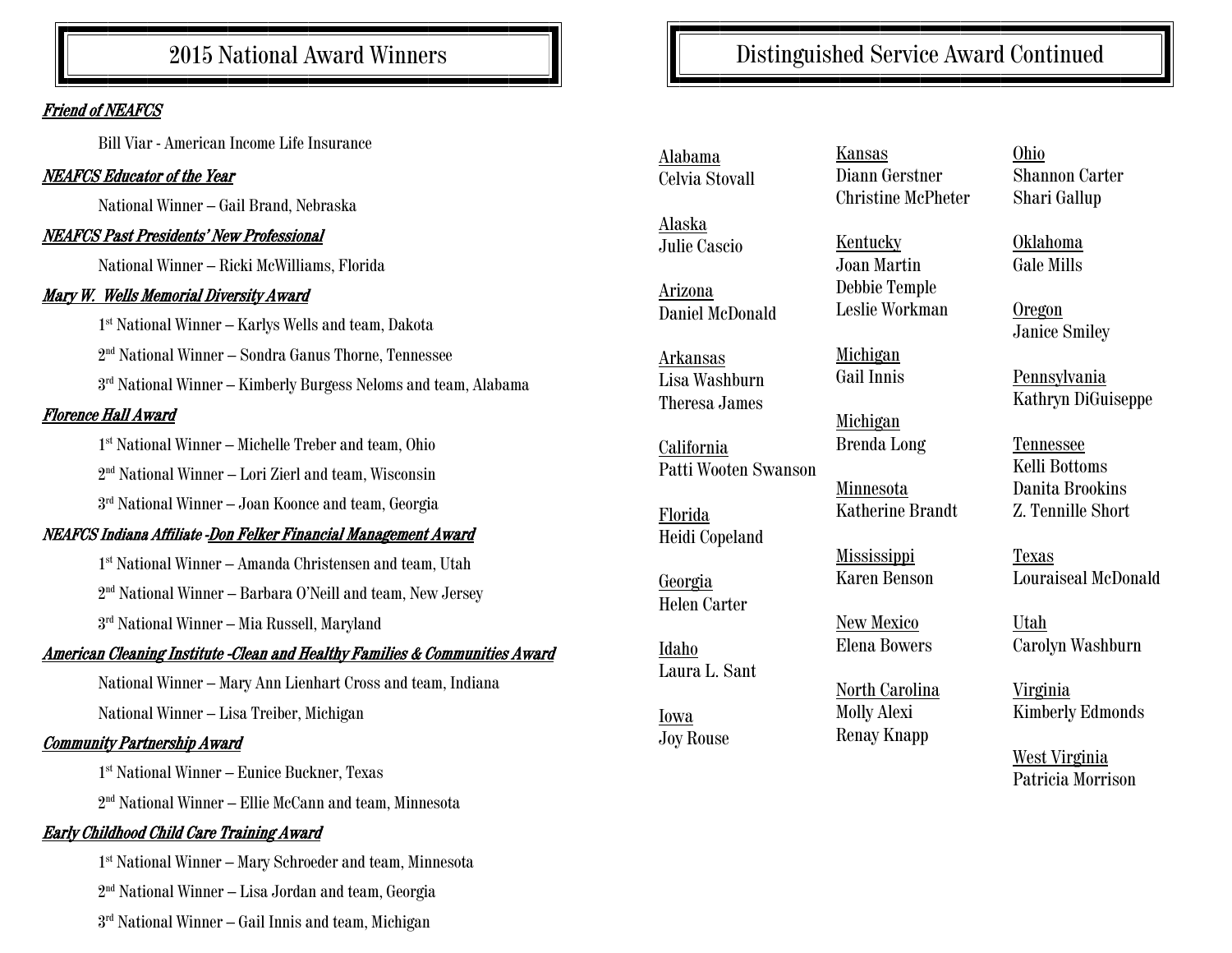# 2015 National Award Winners

***Friend of NEAFCS***

Bill Viar - American Income Life Insurance

***NEAFCS Educator of the Year***

National Winner – Gail Brand, Nebraska

***NEAFCS Past Presidents' New Professional***

National Winner – Ricki McWilliams, Florida

***Mary W. Wells Memorial Diversity Award***

1st National Winner – Karlys Wells and team, Dakota

2nd National Winner – Sondra Ganus Thorne, Tennessee

3rd National Winner – Kimberly Burgess Neloms and team, Alabama

***Florence Hall Award***

1st National Winner – Michelle Treber and team, Ohio

2nd National Winner – Lori Zierl and team, Wisconsin

3rd National Winner – Joan Koonce and team, Georgia

***NEAFCS Indiana Affiliate -Don Felker Financial Management Award***

1st National Winner – Amanda Christensen and team, Utah

2nd National Winner – Barbara O'Neill and team, New Jersey

3rd National Winner – Mia Russell, Maryland

***American Cleaning Institute -Clean and Healthy Families & Communities Award***

National Winner – Mary Ann Lienhart Cross and team, Indiana

National Winner – Lisa Treiber, Michigan

***Community Partnership Award***

1st National Winner – Eunice Buckner, Texas

2nd National Winner – Ellie McCann and team, Minnesota

***Early Childhood Child Care Training Award***

1st National Winner – Mary Schroeder and team, Minnesota

2nd National Winner – Lisa Jordan and team, Georgia

3rd National Winner – Gail Innis and team, Michigan

# Distinguished Service Award Continued

Alabama
Celvia Stovall

Alaska
Julie Cascio

Arizona
Daniel McDonald

Arkansas
Lisa Washburn
Theresa James

California
Patti Wooten Swanson

Florida
Heidi Copeland

Georgia
Helen Carter

Idaho
Laura L. Sant

Iowa
Joy Rouse

Kansas
Diann Gerstner
Christine McPheter

Kentucky
Joan Martin
Debbie Temple
Leslie Workman

Michigan
Gail Innis

Michigan
Brenda Long

Minnesota
Katherine Brandt

Mississippi
Karen Benson

New Mexico
Elena Bowers

North Carolina
Molly Alexi
Renay Knapp

Ohio
Shannon Carter
Shari Gallup

Oklahoma
Gale Mills

Oregon
Janice Smiley

Pennsylvania
Kathryn DiGuiseppe

Tennessee
Kelli Bottoms
Danita Brookins
Z. Tennille Short

Texas
Louraiseal McDonald

Utah
Carolyn Washburn

Virginia
Kimberly Edmonds

West Virginia
Patricia Morrison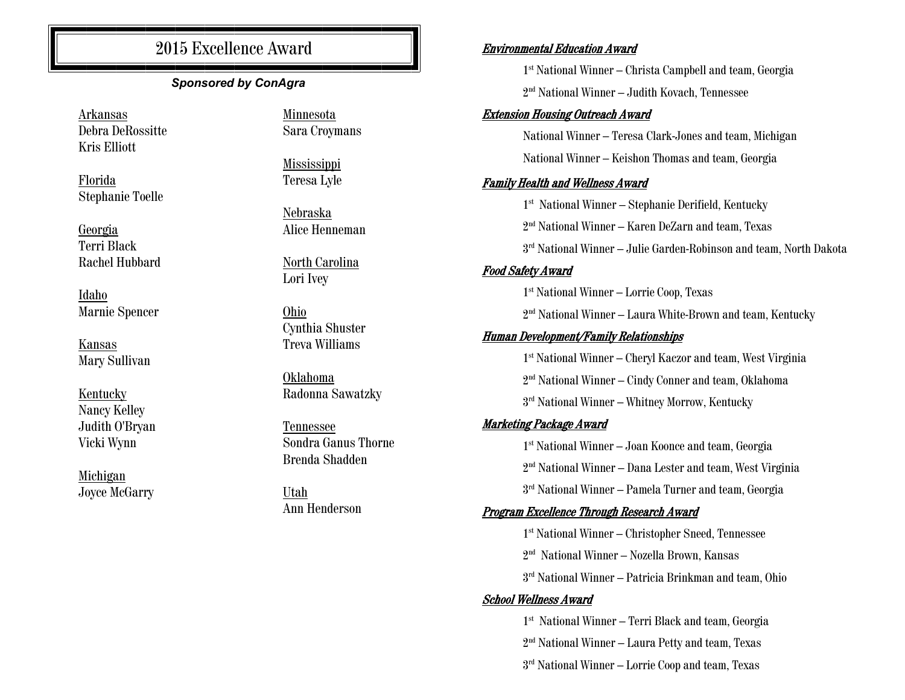## 2015 Excellence Award

***Sponsored by ConAgra***

Arkansas
Debra DeRossitte
Kris Elliott

Florida
Stephanie Toelle

Georgia
Terri Black
Rachel Hubbard

Idaho
Marnie Spencer

Kansas
Mary Sullivan

Kentucky
Nancy Kelley
Judith O'Bryan
Vicki Wynn

Michigan
Joyce McGarry

Minnesota
Sara Croymans

Mississippi
Teresa Lyle

Nebraska
Alice Henneman

North Carolina
Lori Ivey

Ohio
Cynthia Shuster
Treva Williams

Oklahoma
Radonna Sawatzky

Tennessee
Sondra Ganus Thorne
Brenda Shadden

Utah
Ann Henderson

***Environmental Education Award***

1st National Winner – Christa Campbell and team, Georgia

2nd National Winner – Judith Kovach, Tennessee

***Extension Housing Outreach Award***

National Winner – Teresa Clark-Jones and team, Michigan

National Winner – Keishon Thomas and team, Georgia

***Family Health and Wellness Award***

1st National Winner – Stephanie Derifield, Kentucky

2nd National Winner – Karen DeZarn and team, Texas

3rd National Winner – Julie Garden-Robinson and team, North Dakota

***Food Safety Award***

1st National Winner – Lorrie Coop, Texas

2nd National Winner – Laura White-Brown and team, Kentucky

***Human Development/Family Relationships***

1st National Winner – Cheryl Kaczor and team, West Virginia

2nd National Winner – Cindy Conner and team, Oklahoma

3rd National Winner – Whitney Morrow, Kentucky

***Marketing Package Award***

1st National Winner – Joan Koonce and team, Georgia

2nd National Winner – Dana Lester and team, West Virginia

3rd National Winner – Pamela Turner and team, Georgia

***Program Excellence Through Research Award***

1st National Winner – Christopher Sneed, Tennessee

2nd National Winner – Nozella Brown, Kansas

3rd National Winner – Patricia Brinkman and team, Ohio

***School Wellness Award***

1st National Winner – Terri Black and team, Georgia

2nd National Winner – Laura Petty and team, Texas

3rd National Winner – Lorrie Coop and team, Texas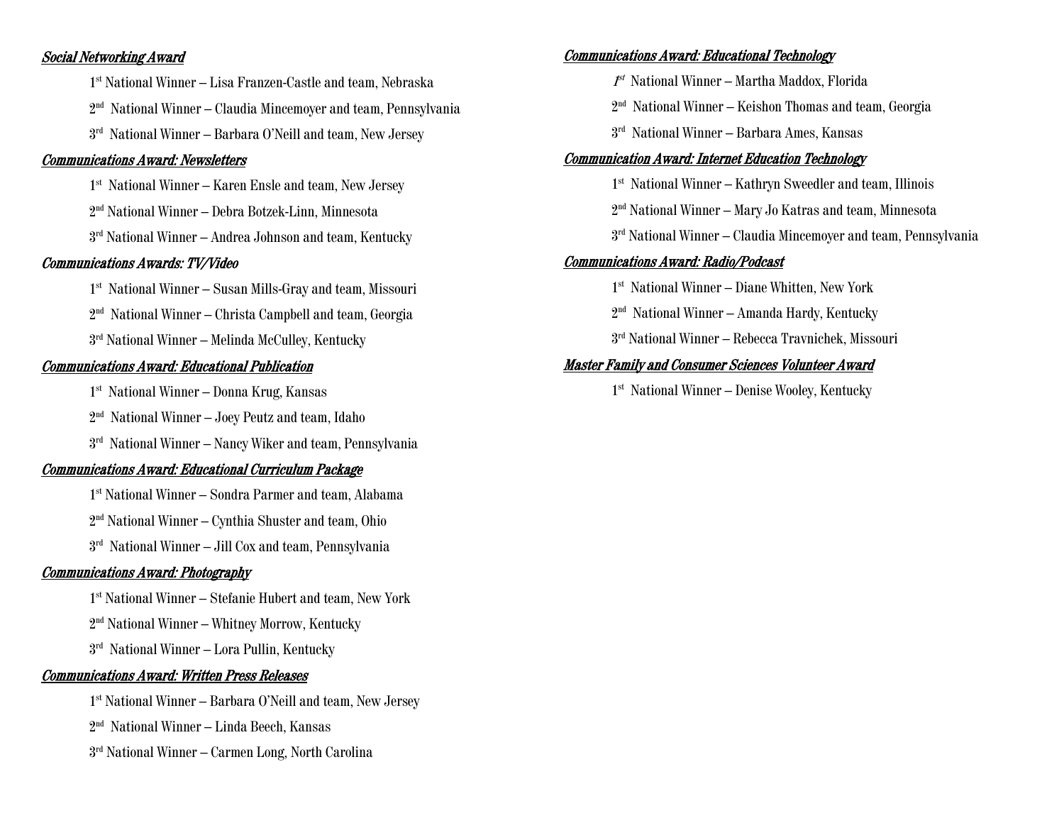***Social Networking Award***

1st National Winner – Lisa Franzen-Castle and team, Nebraska

2nd National Winner – Claudia Mincemoyer and team, Pennsylvania

3rd National Winner – Barbara O'Neill and team, New Jersey

***Communications Award: Newsletters***

1st National Winner – Karen Ensle and team, New Jersey

2nd National Winner – Debra Botzek-Linn, Minnesota

3rd National Winner – Andrea Johnson and team, Kentucky

***Communications Awards: TV/Video***

1st National Winner – Susan Mills-Gray and team, Missouri

2nd National Winner – Christa Campbell and team, Georgia

3rd National Winner – Melinda McCulley, Kentucky

***Communications Award: Educational Publication***

1st National Winner – Donna Krug, Kansas

2nd National Winner – Joey Peutz and team, Idaho

3rd National Winner – Nancy Wiker and team, Pennsylvania

***Communications Award: Educational Curriculum Package***

1st National Winner – Sondra Parmer and team, Alabama

2nd National Winner – Cynthia Shuster and team, Ohio

3rd National Winner – Jill Cox and team, Pennsylvania

***Communications Award: Photography***

1st National Winner – Stefanie Hubert and team, New York

2nd National Winner – Whitney Morrow, Kentucky

3rd National Winner – Lora Pullin, Kentucky

***Communications Award: Written Press Releases***

1st National Winner – Barbara O'Neill and team, New Jersey

2nd National Winner – Linda Beech, Kansas

3rd National Winner – Carmen Long, North Carolina

***Communications Award: Educational Technology***

*1st* National Winner – Martha Maddox, Florida

2nd National Winner – Keishon Thomas and team, Georgia

3rd National Winner – Barbara Ames, Kansas

***Communication Award: Internet Education Technology***

1st National Winner – Kathryn Sweedler and team, Illinois

2nd National Winner – Mary Jo Katras and team, Minnesota

3rd National Winner – Claudia Mincemoyer and team, Pennsylvania

***Communications Award: Radio/Podcast***

1st National Winner – Diane Whitten, New York

2nd National Winner – Amanda Hardy, Kentucky

3rd National Winner – Rebecca Travnichek, Missouri

***Master Family and Consumer Sciences Volunteer Award***

1st National Winner – Denise Wooley, Kentucky